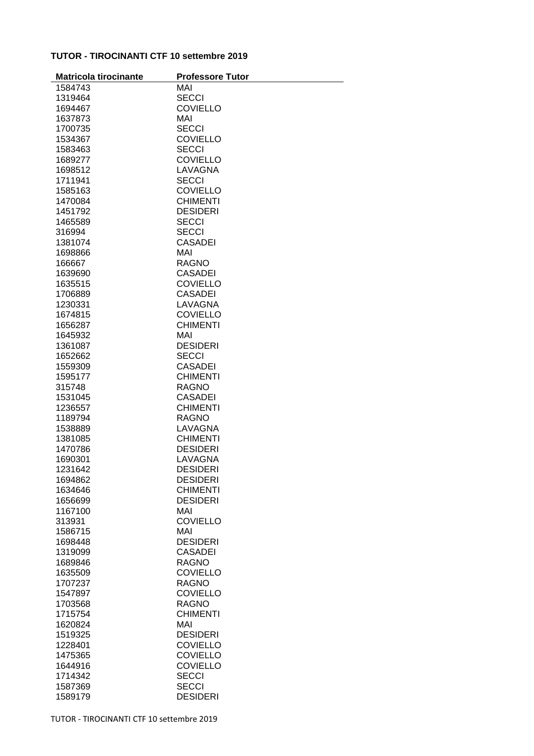**TUTOR - TIROCINANTI CTF 10 settembre 2019**

| Matricola tirocinante | Professore Tutor |
|---|---|
| 1584743 | MAI |
| 1319464 | SECCI |
| 1694467 | COVIELLO |
| 1637873 | MAI |
| 1700735 | SECCI |
| 1534367 | COVIELLO |
| 1583463 | SECCI |
| 1689277 | COVIELLO |
| 1698512 | LAVAGNA |
| 1711941 | SECCI |
| 1585163 | COVIELLO |
| 1470084 | CHIMENTI |
| 1451792 | DESIDERI |
| 1465589 | SECCI |
| 316994 | SECCI |
| 1381074 | CASADEI |
| 1698866 | MAI |
| 166667 | RAGNO |
| 1639690 | CASADEI |
| 1635515 | COVIELLO |
| 1706889 | CASADEI |
| 1230331 | LAVAGNA |
| 1674815 | COVIELLO |
| 1656287 | CHIMENTI |
| 1645932 | MAI |
| 1361087 | DESIDERI |
| 1652662 | SECCI |
| 1559309 | CASADEI |
| 1595177 | CHIMENTI |
| 315748 | RAGNO |
| 1531045 | CASADEI |
| 1236557 | CHIMENTI |
| 1189794 | RAGNO |
| 1538889 | LAVAGNA |
| 1381085 | CHIMENTI |
| 1470786 | DESIDERI |
| 1690301 | LAVAGNA |
| 1231642 | DESIDERI |
| 1694862 | DESIDERI |
| 1634646 | CHIMENTI |
| 1656699 | DESIDERI |
| 1167100 | MAI |
| 313931 | COVIELLO |
| 1586715 | MAI |
| 1698448 | DESIDERI |
| 1319099 | CASADEI |
| 1689846 | RAGNO |
| 1635509 | COVIELLO |
| 1707237 | RAGNO |
| 1547897 | COVIELLO |
| 1703568 | RAGNO |
| 1715754 | CHIMENTI |
| 1620824 | MAI |
| 1519325 | DESIDERI |
| 1228401 | COVIELLO |
| 1475365 | COVIELLO |
| 1644916 | COVIELLO |
| 1714342 | SECCI |
| 1587369 | SECCI |
| 1589179 | DESIDERI |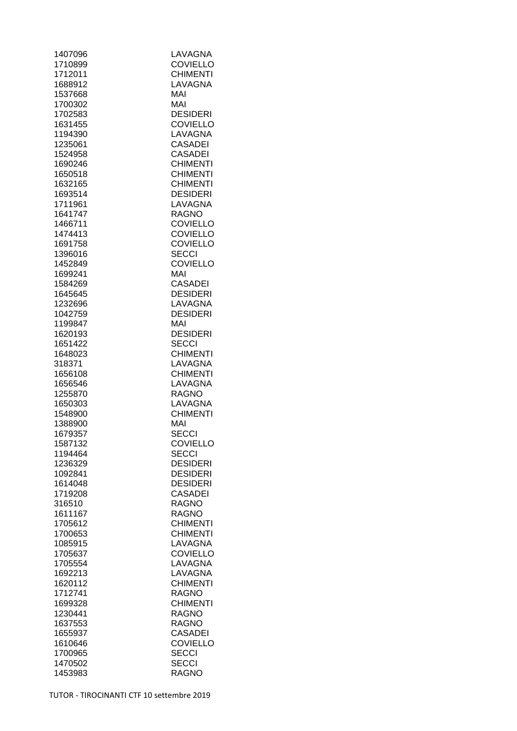| | |
|---|---|
| 1407096 | LAVAGNA |
| 1710899 | COVIELLO |
| 1712011 | CHIMENTI |
| 1688912 | LAVAGNA |
| 1537668 | MAI |
| 1700302 | MAI |
| 1702583 | DESIDERI |
| 1631455 | COVIELLO |
| 1194390 | LAVAGNA |
| 1235061 | CASADEI |
| 1524958 | CASADEI |
| 1690246 | CHIMENTI |
| 1650518 | CHIMENTI |
| 1632165 | CHIMENTI |
| 1693514 | DESIDERI |
| 1711961 | LAVAGNA |
| 1641747 | RAGNO |
| 1466711 | COVIELLO |
| 1474413 | COVIELLO |
| 1691758 | COVIELLO |
| 1396016 | SECCI |
| 1452849 | COVIELLO |
| 1699241 | MAI |
| 1584269 | CASADEI |
| 1645645 | DESIDERI |
| 1232696 | LAVAGNA |
| 1042759 | DESIDERI |
| 1199847 | MAI |
| 1620193 | DESIDERI |
| 1651422 | SECCI |
| 1648023 | CHIMENTI |
| 318371 | LAVAGNA |
| 1656108 | CHIMENTI |
| 1656546 | LAVAGNA |
| 1255870 | RAGNO |
| 1650303 | LAVAGNA |
| 1548900 | CHIMENTI |
| 1388900 | MAI |
| 1679357 | SECCI |
| 1587132 | COVIELLO |
| 1194464 | SECCI |
| 1236329 | DESIDERI |
| 1092841 | DESIDERI |
| 1614048 | DESIDERI |
| 1719208 | CASADEI |
| 316510 | RAGNO |
| 1611167 | RAGNO |
| 1705612 | CHIMENTI |
| 1700653 | CHIMENTI |
| 1085915 | LAVAGNA |
| 1705637 | COVIELLO |
| 1705554 | LAVAGNA |
| 1692213 | LAVAGNA |
| 1620112 | CHIMENTI |
| 1712741 | RAGNO |
| 1699328 | CHIMENTI |
| 1230441 | RAGNO |
| 1637553 | RAGNO |
| 1655937 | CASADEI |
| 1610646 | COVIELLO |
| 1700965 | SECCI |
| 1470502 | SECCI |
| 1453983 | RAGNO |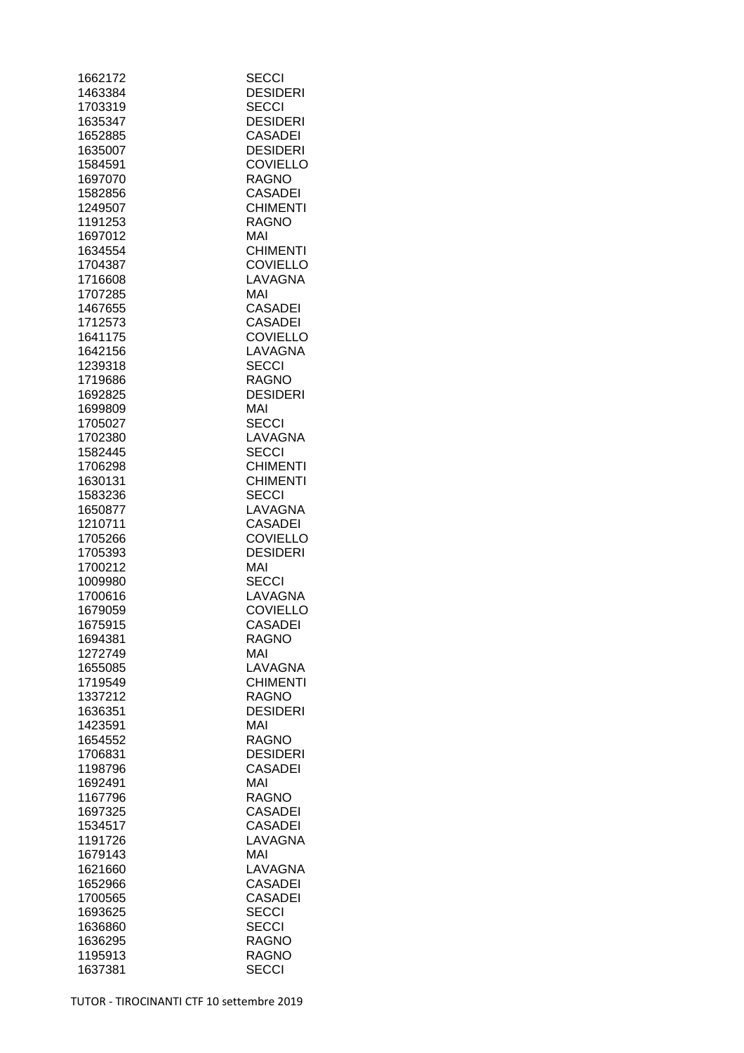| | |
|---|---|
| 1662172 | SECCI |
| 1463384 | DESIDERI |
| 1703319 | SECCI |
| 1635347 | DESIDERI |
| 1652885 | CASADEI |
| 1635007 | DESIDERI |
| 1584591 | COVIELLO |
| 1697070 | RAGNO |
| 1582856 | CASADEI |
| 1249507 | CHIMENTI |
| 1191253 | RAGNO |
| 1697012 | MAI |
| 1634554 | CHIMENTI |
| 1704387 | COVIELLO |
| 1716608 | LAVAGNA |
| 1707285 | MAI |
| 1467655 | CASADEI |
| 1712573 | CASADEI |
| 1641175 | COVIELLO |
| 1642156 | LAVAGNA |
| 1239318 | SECCI |
| 1719686 | RAGNO |
| 1692825 | DESIDERI |
| 1699809 | MAI |
| 1705027 | SECCI |
| 1702380 | LAVAGNA |
| 1582445 | SECCI |
| 1706298 | CHIMENTI |
| 1630131 | CHIMENTI |
| 1583236 | SECCI |
| 1650877 | LAVAGNA |
| 1210711 | CASADEI |
| 1705266 | COVIELLO |
| 1705393 | DESIDERI |
| 1700212 | MAI |
| 1009980 | SECCI |
| 1700616 | LAVAGNA |
| 1679059 | COVIELLO |
| 1675915 | CASADEI |
| 1694381 | RAGNO |
| 1272749 | MAI |
| 1655085 | LAVAGNA |
| 1719549 | CHIMENTI |
| 1337212 | RAGNO |
| 1636351 | DESIDERI |
| 1423591 | MAI |
| 1654552 | RAGNO |
| 1706831 | DESIDERI |
| 1198796 | CASADEI |
| 1692491 | MAI |
| 1167796 | RAGNO |
| 1697325 | CASADEI |
| 1534517 | CASADEI |
| 1191726 | LAVAGNA |
| 1679143 | MAI |
| 1621660 | LAVAGNA |
| 1652966 | CASADEI |
| 1700565 | CASADEI |
| 1693625 | SECCI |
| 1636860 | SECCI |
| 1636295 | RAGNO |
| 1195913 | RAGNO |
| 1637381 | SECCI |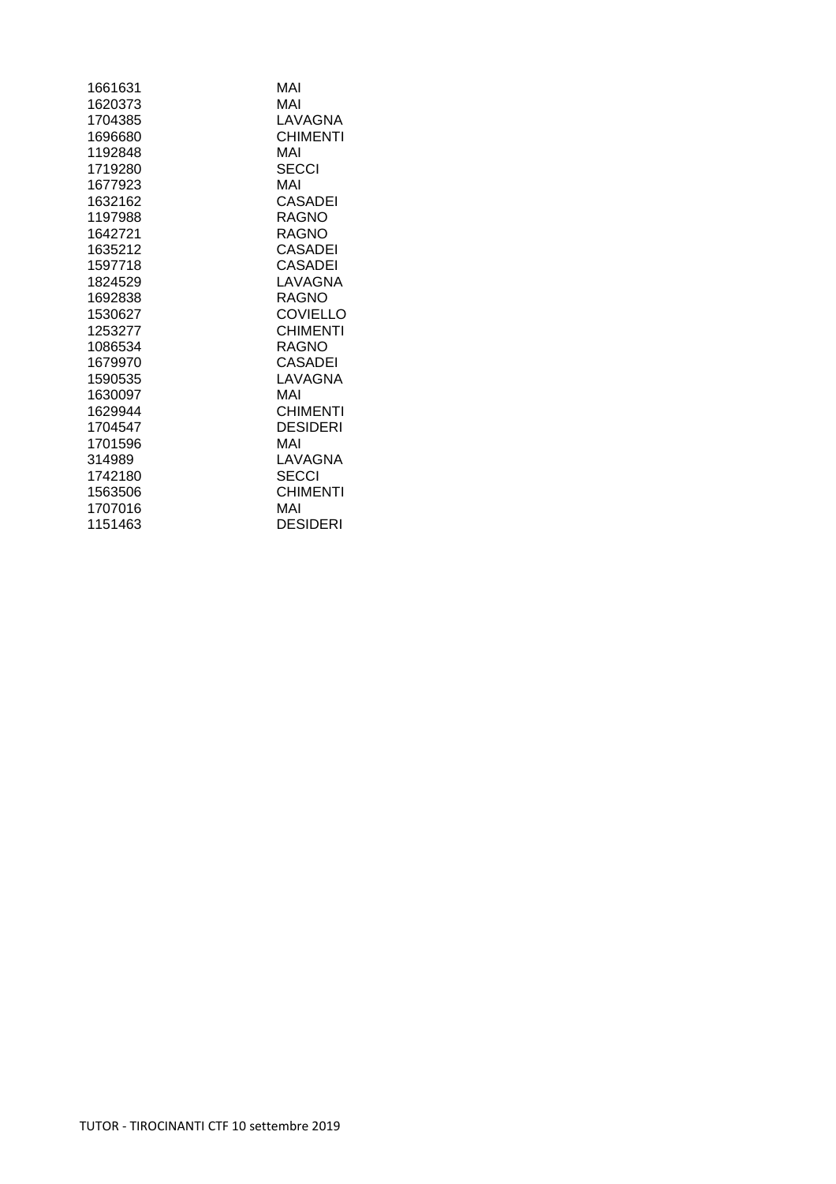| | |
|---|---|
| 1661631 | MAI |
| 1620373 | MAI |
| 1704385 | LAVAGNA |
| 1696680 | CHIMENTI |
| 1192848 | MAI |
| 1719280 | SECCI |
| 1677923 | MAI |
| 1632162 | CASADEI |
| 1197988 | RAGNO |
| 1642721 | RAGNO |
| 1635212 | CASADEI |
| 1597718 | CASADEI |
| 1824529 | LAVAGNA |
| 1692838 | RAGNO |
| 1530627 | COVIELLO |
| 1253277 | CHIMENTI |
| 1086534 | RAGNO |
| 1679970 | CASADEI |
| 1590535 | LAVAGNA |
| 1630097 | MAI |
| 1629944 | CHIMENTI |
| 1704547 | DESIDERI |
| 1701596 | MAI |
| 314989 | LAVAGNA |
| 1742180 | SECCI |
| 1563506 | CHIMENTI |
| 1707016 | MAI |
| 1151463 | DESIDERI |